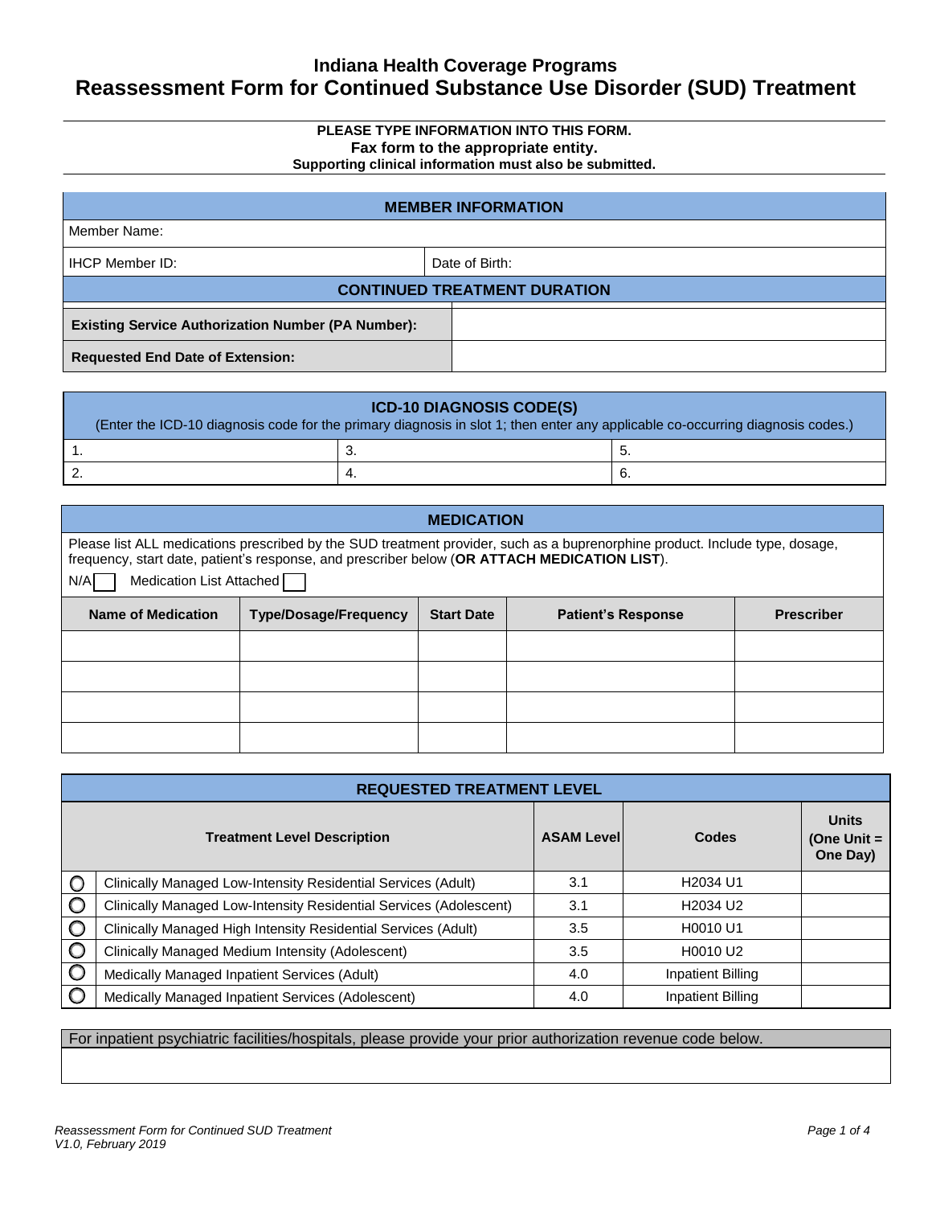# Indiana Health Coverage Programs

## Reassessment Form for Continued Substance Use Disorder (SUD) Treatment

**PLEASE TYPE INFORMATION INTO THIS FORM.**
**Fax form to the appropriate entity.**
**Supporting clinical information must also be submitted.**

| MEMBER INFORMATION | |
|---|---|
| Member Name: | |
| IHCP Member ID: | Date of Birth: |

| CONTINUED TREATMENT DURATION | |
|---|---|
| **Existing Service Authorization Number (PA Number):** | |
| **Requested End Date of Extension:** | |

**ICD-10 DIAGNOSIS CODE(S)**
(Enter the ICD-10 diagnosis code for the primary diagnosis in slot 1; then enter any applicable co-occurring diagnosis codes.)

| | | |
|---|---|---|
| 1. | 3. | 5. |
| 2. | 4. | 6. |

**MEDICATION**

Please list ALL medications prescribed by the SUD treatment provider, such as a buprenorphine product. Include type, dosage, frequency, start date, patient's response, and prescriber below (**OR ATTACH MEDICATION LIST**).

N/A ☐ Medication List Attached ☐

| Name of Medication | Type/Dosage/Frequency | Start Date | Patient's Response | Prescriber |
|---|---|---|---|---|
| | | | | |
| | | | | |
| | | | | |
| | | | | |

**REQUESTED TREATMENT LEVEL**

| | Treatment Level Description | ASAM Level | Codes | Units (One Unit = One Day) |
|---|---|---|---|---|
| ○ | Clinically Managed Low-Intensity Residential Services (Adult) | 3.1 | H2034 U1 | |
| ○ | Clinically Managed Low-Intensity Residential Services (Adolescent) | 3.1 | H2034 U2 | |
| ○ | Clinically Managed High Intensity Residential Services (Adult) | 3.5 | H0010 U1 | |
| ○ | Clinically Managed Medium Intensity (Adolescent) | 3.5 | H0010 U2 | |
| ○ | Medically Managed Inpatient Services (Adult) | 4.0 | Inpatient Billing | |
| ○ | Medically Managed Inpatient Services (Adolescent) | 4.0 | Inpatient Billing | |

| For inpatient psychiatric facilities/hospitals, please provide your prior authorization revenue code below. |
|---|
| |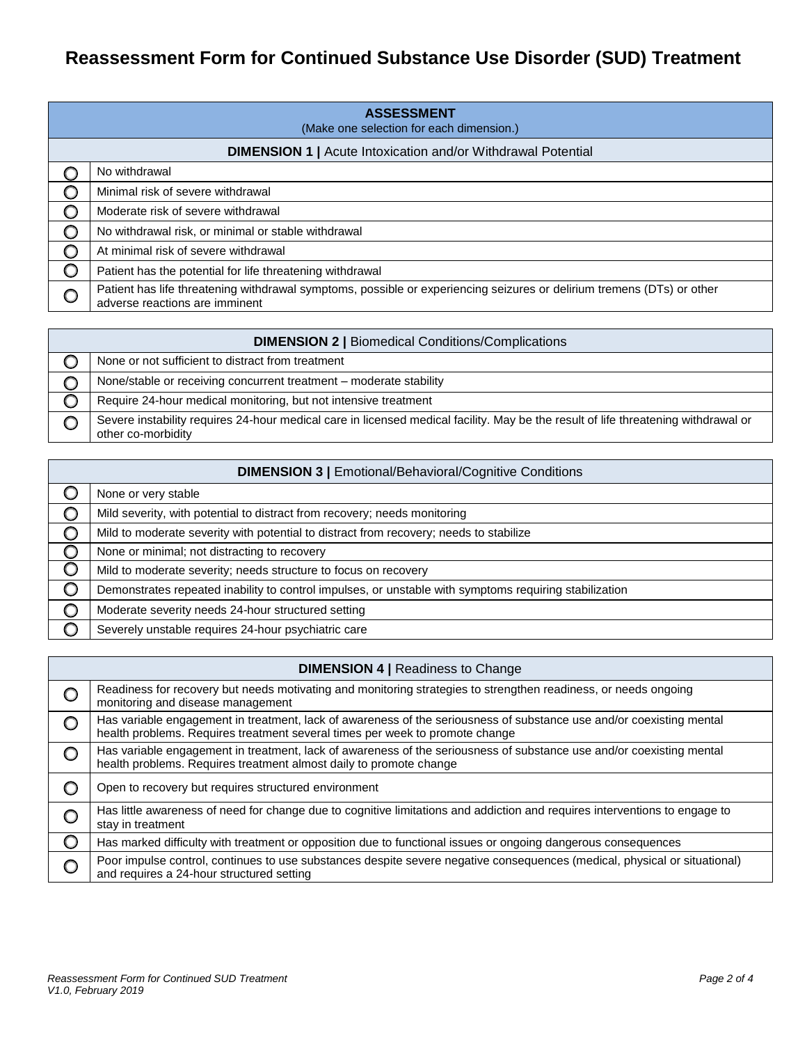# Reassessment Form for Continued Substance Use Disorder (SUD) Treatment

| **ASSESSMENT** (Make one selection for each dimension.) | |
|---|---|
| | **DIMENSION 1 \|** Acute Intoxication and/or Withdrawal Potential |
| ○ | No withdrawal |
| ○ | Minimal risk of severe withdrawal |
| ○ | Moderate risk of severe withdrawal |
| ○ | No withdrawal risk, or minimal or stable withdrawal |
| ○ | At minimal risk of severe withdrawal |
| ○ | Patient has the potential for life threatening withdrawal |
| ○ | Patient has life threatening withdrawal symptoms, possible or experiencing seizures or delirium tremens (DTs) or other adverse reactions are imminent |

| | **DIMENSION 2 \|** Biomedical Conditions/Complications |
|---|---|
| ○ | None or not sufficient to distract from treatment |
| ○ | None/stable or receiving concurrent treatment – moderate stability |
| ○ | Require 24-hour medical monitoring, but not intensive treatment |
| ○ | Severe instability requires 24-hour medical care in licensed medical facility. May be the result of life threatening withdrawal or other co-morbidity |

| | **DIMENSION 3 \|** Emotional/Behavioral/Cognitive Conditions |
|---|---|
| ○ | None or very stable |
| ○ | Mild severity, with potential to distract from recovery; needs monitoring |
| ○ | Mild to moderate severity with potential to distract from recovery; needs to stabilize |
| ○ | None or minimal; not distracting to recovery |
| ○ | Mild to moderate severity; needs structure to focus on recovery |
| ○ | Demonstrates repeated inability to control impulses, or unstable with symptoms requiring stabilization |
| ○ | Moderate severity needs 24-hour structured setting |
| ○ | Severely unstable requires 24-hour psychiatric care |

| | **DIMENSION 4 \|** Readiness to Change |
|---|---|
| ○ | Readiness for recovery but needs motivating and monitoring strategies to strengthen readiness, or needs ongoing monitoring and disease management |
| ○ | Has variable engagement in treatment, lack of awareness of the seriousness of substance use and/or coexisting mental health problems. Requires treatment several times per week to promote change |
| ○ | Has variable engagement in treatment, lack of awareness of the seriousness of substance use and/or coexisting mental health problems. Requires treatment almost daily to promote change |
| ○ | Open to recovery but requires structured environment |
| ○ | Has little awareness of need for change due to cognitive limitations and addiction and requires interventions to engage to stay in treatment |
| ○ | Has marked difficulty with treatment or opposition due to functional issues or ongoing dangerous consequences |
| ○ | Poor impulse control, continues to use substances despite severe negative consequences (medical, physical or situational) and requires a 24-hour structured setting |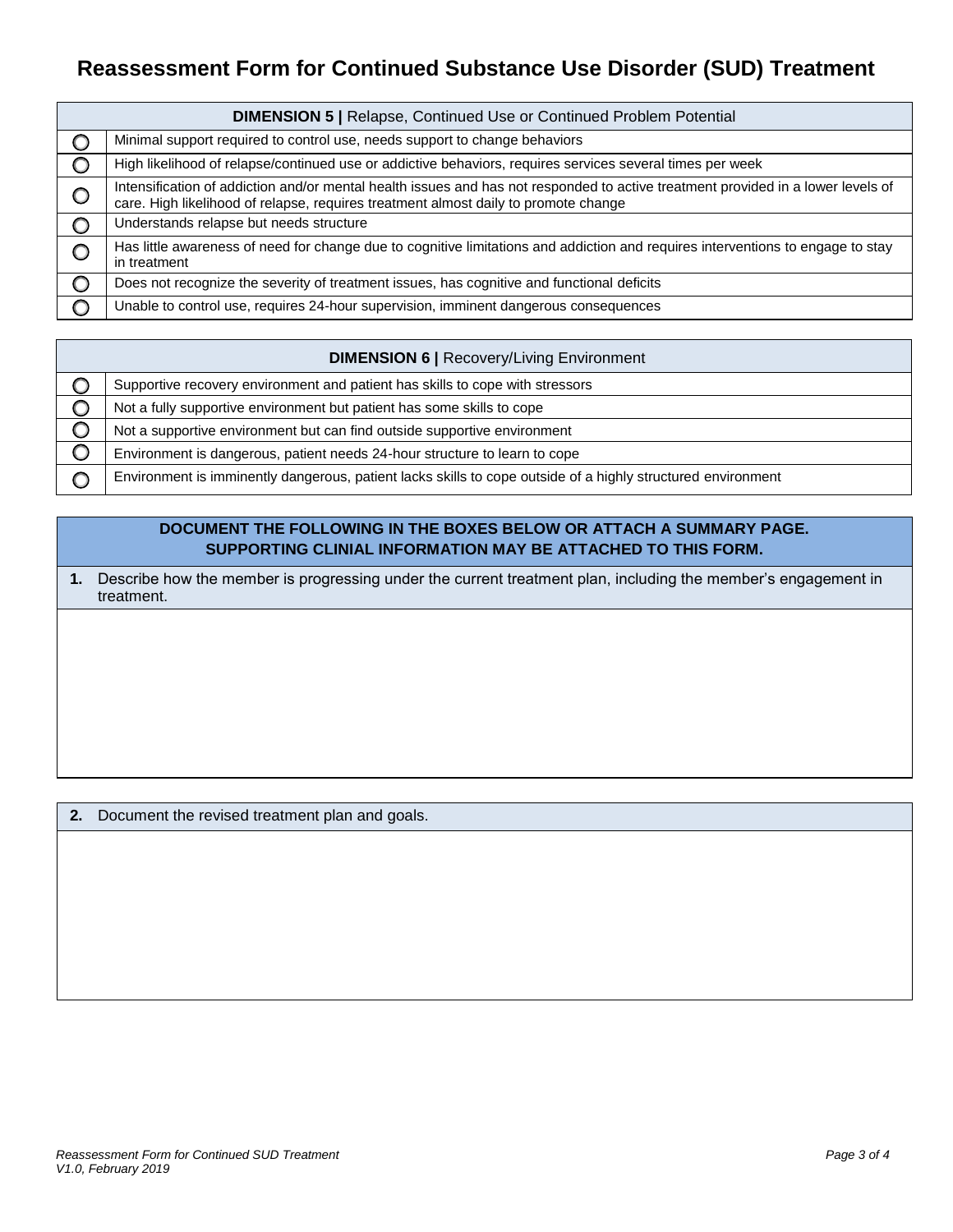# Reassessment Form for Continued Substance Use Disorder (SUD) Treatment

| | **DIMENSION 5 \|** Relapse, Continued Use or Continued Problem Potential |
|---|---|
| ○ | Minimal support required to control use, needs support to change behaviors |
| ○ | High likelihood of relapse/continued use or addictive behaviors, requires services several times per week |
| ○ | Intensification of addiction and/or mental health issues and has not responded to active treatment provided in a lower levels of care. High likelihood of relapse, requires treatment almost daily to promote change |
| ○ | Understands relapse but needs structure |
| ○ | Has little awareness of need for change due to cognitive limitations and addiction and requires interventions to engage to stay in treatment |
| ○ | Does not recognize the severity of treatment issues, has cognitive and functional deficits |
| ○ | Unable to control use, requires 24-hour supervision, imminent dangerous consequences |

| | **DIMENSION 6 \|** Recovery/Living Environment |
|---|---|
| ○ | Supportive recovery environment and patient has skills to cope with stressors |
| ○ | Not a fully supportive environment but patient has some skills to cope |
| ○ | Not a supportive environment but can find outside supportive environment |
| ○ | Environment is dangerous, patient needs 24-hour structure to learn to cope |
| ○ | Environment is imminently dangerous, patient lacks skills to cope outside of a highly structured environment |

**DOCUMENT THE FOLLOWING IN THE BOXES BELOW OR ATTACH A SUMMARY PAGE. SUPPORTING CLINIAL INFORMATION MAY BE ATTACHED TO THIS FORM.**

**1.** Describe how the member is progressing under the current treatment plan, including the member's engagement in treatment.

**2.** Document the revised treatment plan and goals.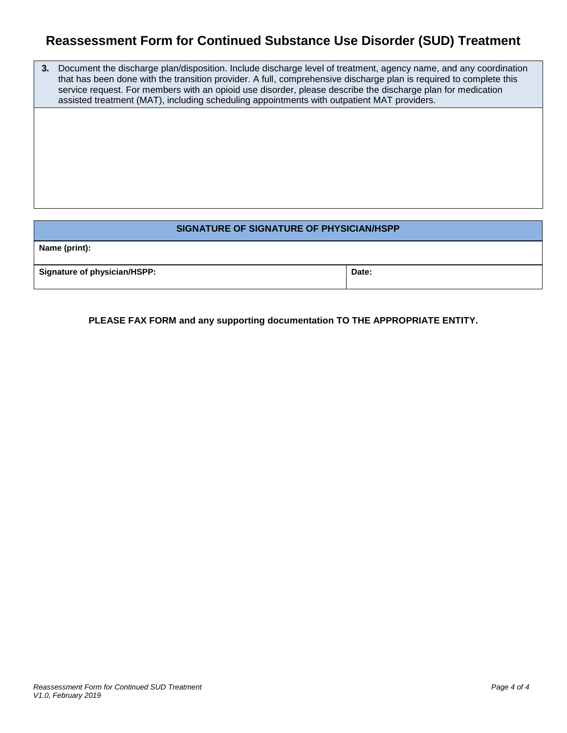# Reassessment Form for Continued Substance Use Disorder (SUD) Treatment

**3.** Document the discharge plan/disposition. Include discharge level of treatment, agency name, and any coordination that has been done with the transition provider. A full, comprehensive discharge plan is required to complete this service request. For members with an opioid use disorder, please describe the discharge plan for medication assisted treatment (MAT), including scheduling appointments with outpatient MAT providers.

| SIGNATURE OF SIGNATURE OF PHYSICIAN/HSPP | |
|---|---|
| **Name (print):** | |
| **Signature of physician/HSPP:** | **Date:** |

**PLEASE FAX FORM and any supporting documentation TO THE APPROPRIATE ENTITY.**